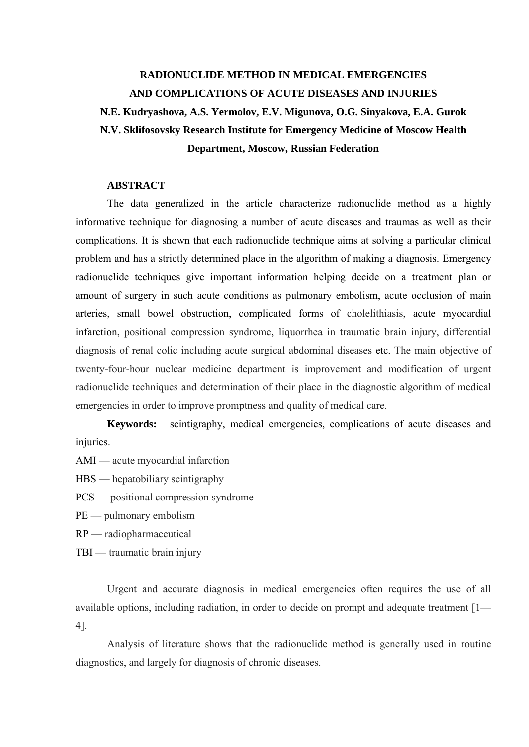# RADIONUCLIDE METHOD IN MEDICAL EMERGENCIES AND COMPLICATIONS OF ACUTE DISEASES AND INJURIES

**N.E. Kudryashova, A.S. Yermolov, E.V. Migunova, O.G. Sinyakova, E.A. Gurok**

**N.V. Sklifosovsky Research Institute for Emergency Medicine of Moscow Health Department, Moscow, Russian Federation**

## ABSTRACT

The data generalized in the article characterize radionuclide method as a highly informative technique for diagnosing a number of acute diseases and traumas as well as their complications. It is shown that each radionuclide technique aims at solving a particular clinical problem and has a strictly determined place in the algorithm of making a diagnosis. Emergency radionuclide techniques give important information helping decide on a treatment plan or amount of surgery in such acute conditions as pulmonary embolism, acute occlusion of main arteries, small bowel obstruction, complicated forms of cholelithiasis, acute myocardial infarction, positional compression syndrome, liquorrhea in traumatic brain injury, differential diagnosis of renal colic including acute surgical abdominal diseases etc. The main objective of twenty-four-hour nuclear medicine department is improvement and modification of urgent radionuclide techniques and determination of their place in the diagnostic algorithm of medical emergencies in order to improve promptness and quality of medical care.

**Keywords:** scintigraphy, medical emergencies, complications of acute diseases and injuries.

AMI — acute myocardial infarction

HBS — hepatobiliary scintigraphy

PCS — positional compression syndrome

PE — pulmonary embolism

RP — radiopharmaceutical

TBI — traumatic brain injury

Urgent and accurate diagnosis in medical emergencies often requires the use of all available options, including radiation, in order to decide on prompt and adequate treatment [1—4].

Analysis of literature shows that the radionuclide method is generally used in routine diagnostics, and largely for diagnosis of chronic diseases.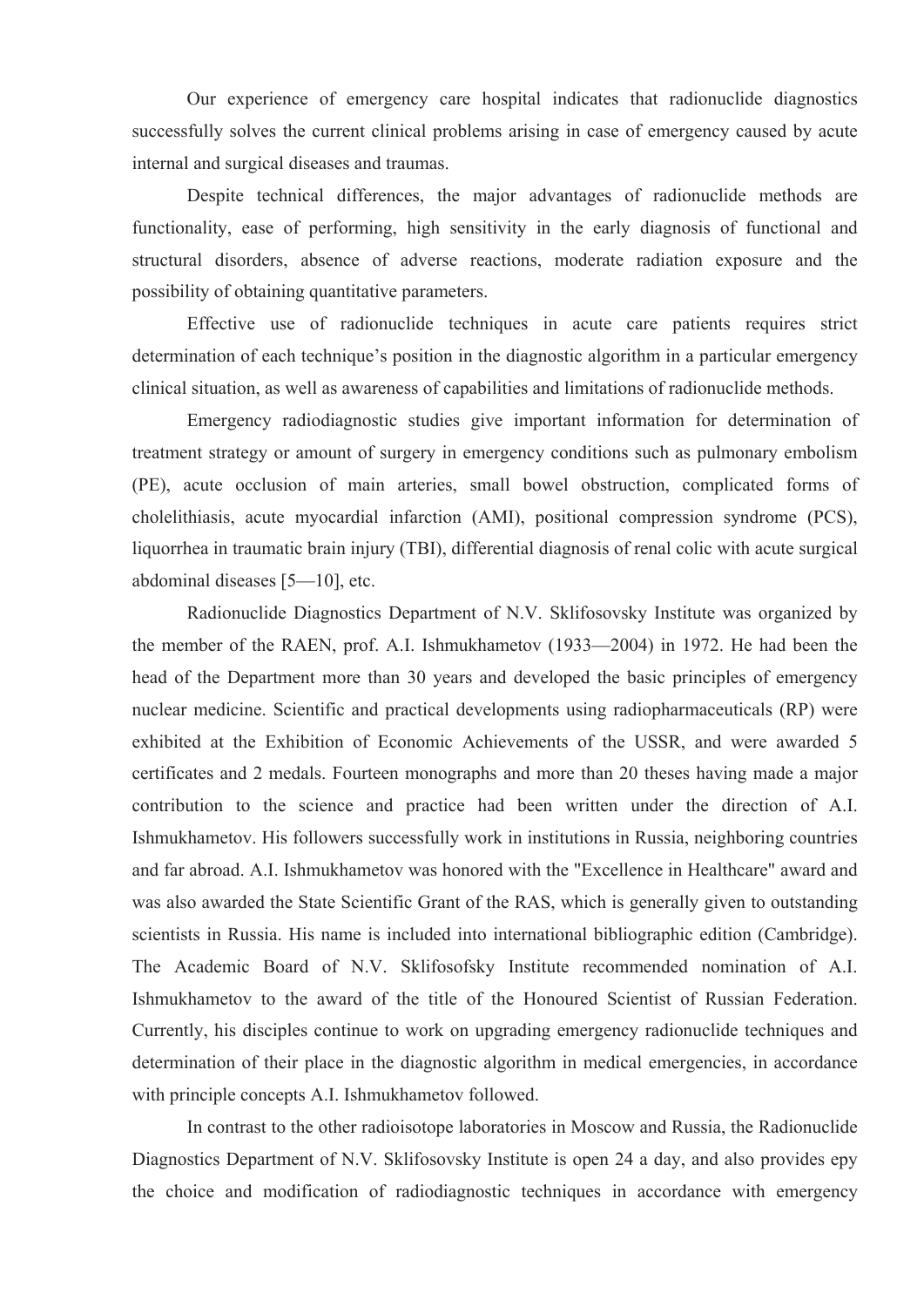Our experience of emergency care hospital indicates that radionuclide diagnostics successfully solves the current clinical problems arising in case of emergency caused by acute internal and surgical diseases and traumas.

Despite technical differences, the major advantages of radionuclide methods are functionality, ease of performing, high sensitivity in the early diagnosis of functional and structural disorders, absence of adverse reactions, moderate radiation exposure and the possibility of obtaining quantitative parameters.

Effective use of radionuclide techniques in acute care patients requires strict determination of each technique's position in the diagnostic algorithm in a particular emergency clinical situation, as well as awareness of capabilities and limitations of radionuclide methods.

Emergency radiodiagnostic studies give important information for determination of treatment strategy or amount of surgery in emergency conditions such as pulmonary embolism (PE), acute occlusion of main arteries, small bowel obstruction, complicated forms of cholelithiasis, acute myocardial infarction (AMI), positional compression syndrome (PCS), liquorrhea in traumatic brain injury (TBI), differential diagnosis of renal colic with acute surgical abdominal diseases [5—10], etc.

Radionuclide Diagnostics Department of N.V. Sklifosovsky Institute was organized by the member of the RAEN, prof. A.I. Ishmukhametov (1933—2004) in 1972. He had been the head of the Department more than 30 years and developed the basic principles of emergency nuclear medicine. Scientific and practical developments using radiopharmaceuticals (RP) were exhibited at the Exhibition of Economic Achievements of the USSR, and were awarded 5 certificates and 2 medals. Fourteen monographs and more than 20 theses having made a major contribution to the science and practice had been written under the direction of A.I. Ishmukhametov. His followers successfully work in institutions in Russia, neighboring countries and far abroad. A.I. Ishmukhametov was honored with the "Excellence in Healthcare" award and was also awarded the State Scientific Grant of the RAS, which is generally given to outstanding scientists in Russia. His name is included into international bibliographic edition (Cambridge). The Academic Board of N.V. Sklifosofsky Institute recommended nomination of A.I. Ishmukhametov to the award of the title of the Honoured Scientist of Russian Federation. Currently, his disciples continue to work on upgrading emergency radionuclide techniques and determination of their place in the diagnostic algorithm in medical emergencies, in accordance with principle concepts A.I. Ishmukhametov followed.

In contrast to the other radioisotope laboratories in Moscow and Russia, the Radionuclide Diagnostics Department of N.V. Sklifosovsky Institute is open 24 a day, and also provides epy the choice and modification of radiodiagnostic techniques in accordance with emergency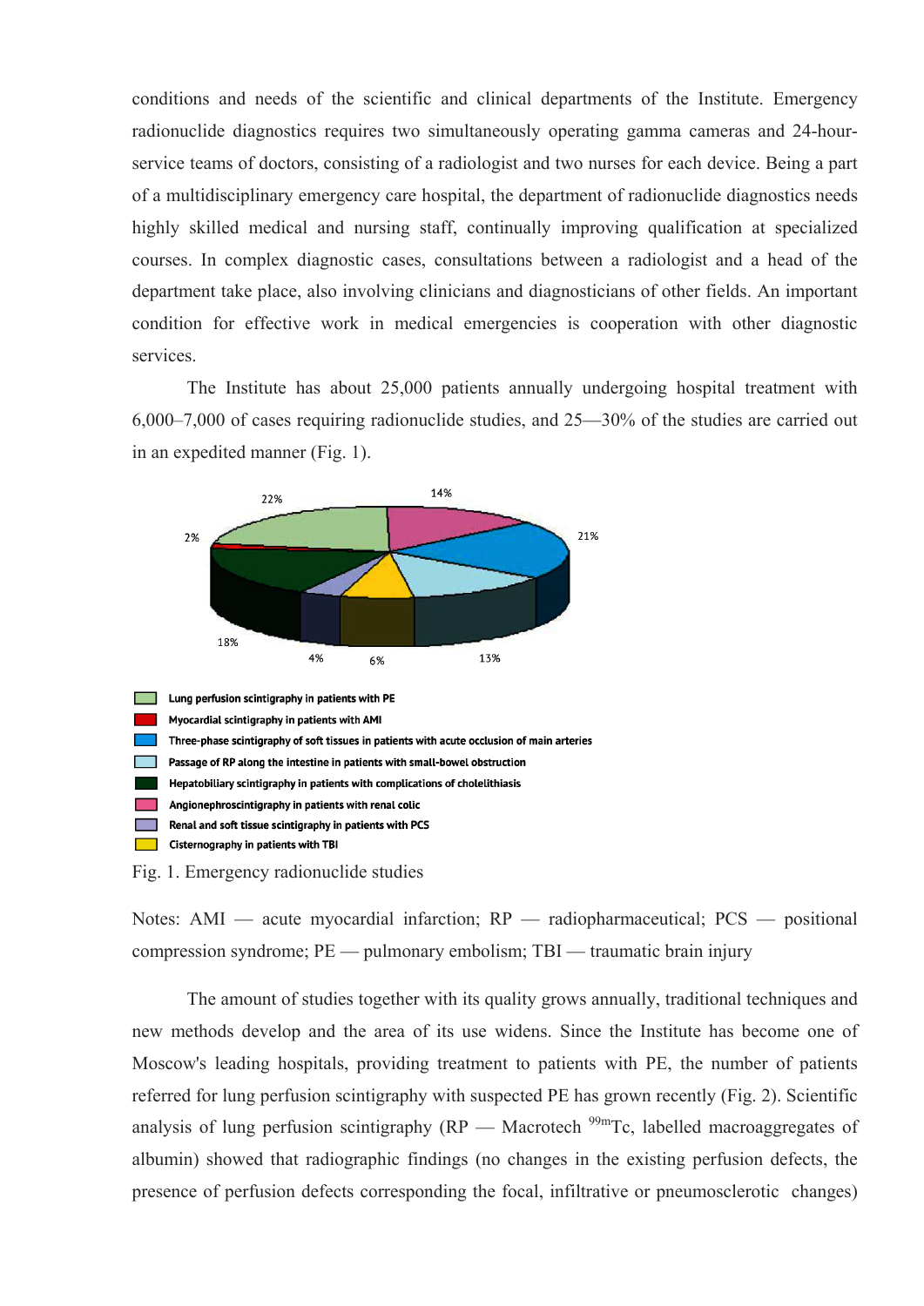conditions and needs of the scientific and clinical departments of the Institute. Emergency radionuclide diagnostics requires two simultaneously operating gamma cameras and 24-hour-service teams of doctors, consisting of a radiologist and two nurses for each device. Being a part of a multidisciplinary emergency care hospital, the department of radionuclide diagnostics needs highly skilled medical and nursing staff, continually improving qualification at specialized courses. In complex diagnostic cases, consultations between a radiologist and a head of the department take place, also involving clinicians and diagnosticians of other fields. An important condition for effective work in medical emergencies is cooperation with other diagnostic services.

The Institute has about 25,000 patients annually undergoing hospital treatment with 6,000–7,000 of cases requiring radionuclide studies, and 25—30% of the studies are carried out in an expedited manner (Fig. 1).

22%
14%
2%
21%
18%
4%
6%
13%

- Lung perfusion scintigraphy in patients with PE
- Myocardial scintigraphy in patients with AMI
- Three-phase scintigraphy of soft tissues in patients with acute occlusion of main arteries
- Passage of RP along the intestine in patients with small-bowel obstruction
- Hepatobiliary scintigraphy in patients with complications of cholelithiasis
- Angionephroscintigraphy in patients with renal colic
- Renal and soft tissue scintigraphy in patients with PCS
- Cisternography in patients with TBI

Fig. 1. Emergency radionuclide studies

Notes: AMI — acute myocardial infarction; RP — radiopharmaceutical; PCS — positional compression syndrome; PE — pulmonary embolism; TBI — traumatic brain injury

The amount of studies together with its quality grows annually, traditional techniques and new methods develop and the area of its use widens. Since the Institute has become one of Moscow's leading hospitals, providing treatment to patients with PE, the number of patients referred for lung perfusion scintigraphy with suspected PE has grown recently (Fig. 2). Scientific analysis of lung perfusion scintigraphy (RP — Macrotech $^{99m}$Tc, labelled macroaggregates of albumin) showed that radiographic findings (no changes in the existing perfusion defects, the presence of perfusion defects corresponding the focal, infiltrative or pneumosclerotic changes)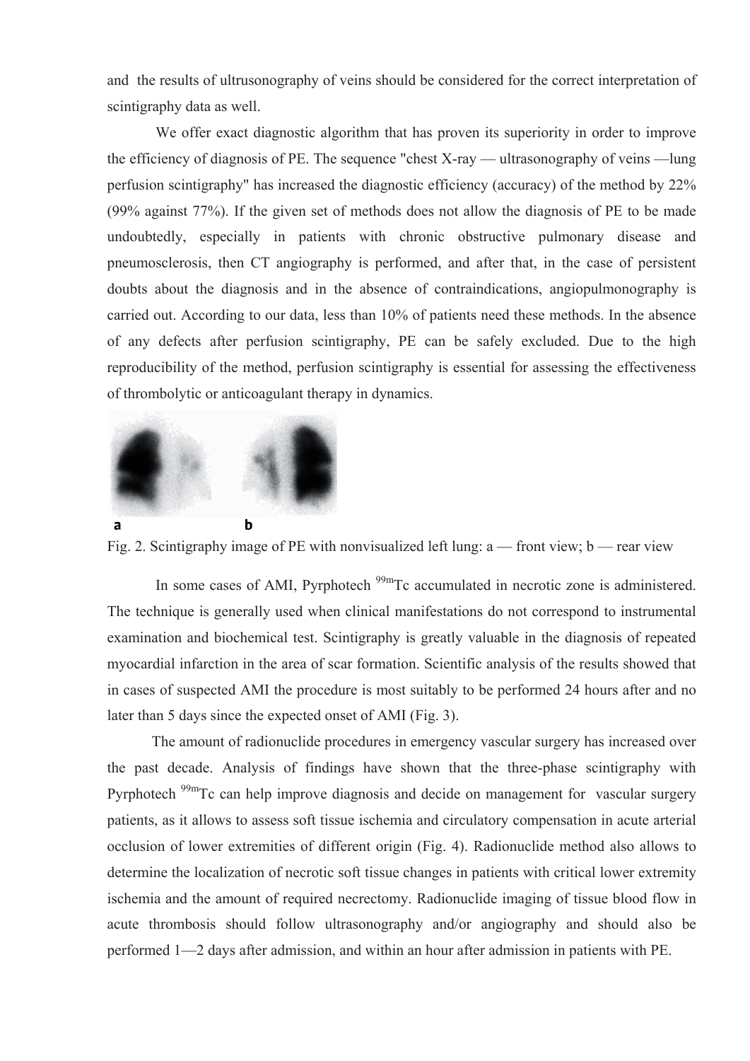and the results of ultrusonography of veins should be considered for the correct interpretation of scintigraphy data as well.

We offer exact diagnostic algorithm that has proven its superiority in order to improve the efficiency of diagnosis of PE. The sequence "chest X-ray — ultrasonography of veins —lung perfusion scintigraphy" has increased the diagnostic efficiency (accuracy) of the method by 22% (99% against 77%). If the given set of methods does not allow the diagnosis of PE to be made undoubtedly, especially in patients with chronic obstructive pulmonary disease and pneumosclerosis, then CT angiography is performed, and after that, in the case of persistent doubts about the diagnosis and in the absence of contraindications, angiopulmonography is carried out. According to our data, less than 10% of patients need these methods. In the absence of any defects after perfusion scintigraphy, PE can be safely excluded. Due to the high reproducibility of the method, perfusion scintigraphy is essential for assessing the effectiveness of thrombolytic or anticoagulant therapy in dynamics.

Fig. 2. Scintigraphy image of PE with nonvisualized left lung: a — front view; b — rear view

In some cases of AMI, Pyrphotech $^{99m}$Tc accumulated in necrotic zone is administered. The technique is generally used when clinical manifestations do not correspond to instrumental examination and biochemical test. Scintigraphy is greatly valuable in the diagnosis of repeated myocardial infarction in the area of scar formation. Scientific analysis of the results showed that in cases of suspected AMI the procedure is most suitably to be performed 24 hours after and no later than 5 days since the expected onset of AMI (Fig. 3).

The amount of radionuclide procedures in emergency vascular surgery has increased over the past decade. Analysis of findings have shown that the three-phase scintigraphy with Pyrphotech $^{99m}$Tc can help improve diagnosis and decide on management for vascular surgery patients, as it allows to assess soft tissue ischemia and circulatory compensation in acute arterial occlusion of lower extremities of different origin (Fig. 4). Radionuclide method also allows to determine the localization of necrotic soft tissue changes in patients with critical lower extremity ischemia and the amount of required necrectomy. Radionuclide imaging of tissue blood flow in acute thrombosis should follow ultrasonography and/or angiography and should also be performed 1—2 days after admission, and within an hour after admission in patients with PE.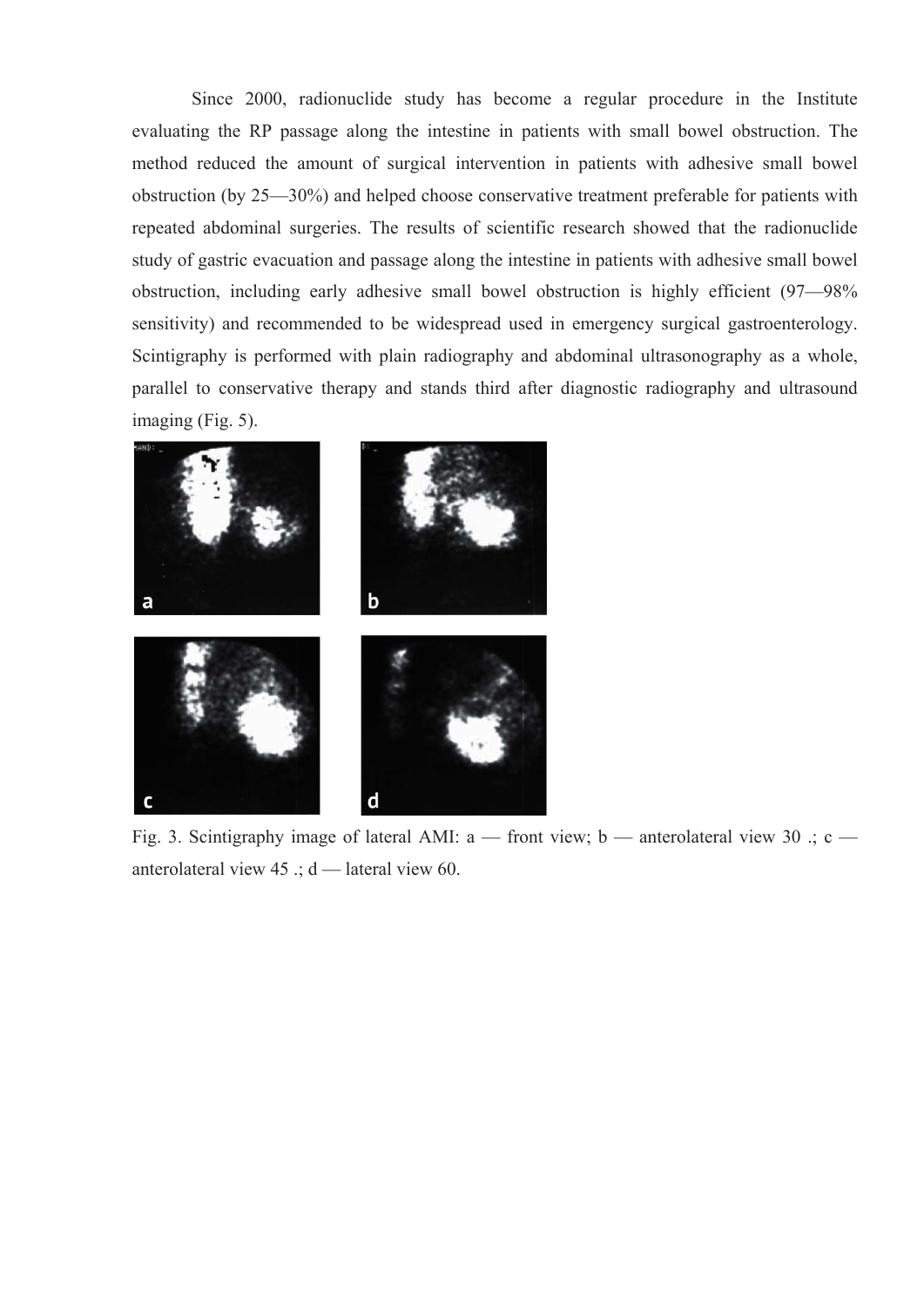Since 2000, radionuclide study has become a regular procedure in the Institute evaluating the RP passage along the intestine in patients with small bowel obstruction. The method reduced the amount of surgical intervention in patients with adhesive small bowel obstruction (by 25—30%) and helped choose conservative treatment preferable for patients with repeated abdominal surgeries. The results of scientific research showed that the radionuclide study of gastric evacuation and passage along the intestine in patients with adhesive small bowel obstruction, including early adhesive small bowel obstruction is highly efficient (97—98% sensitivity) and recommended to be widespread used in emergency surgical gastroenterology. Scintigraphy is performed with plain radiography and abdominal ultrasonography as a whole, parallel to conservative therapy and stands third after diagnostic radiography and ultrasound imaging (Fig. 5).

Fig. 3. Scintigraphy image of lateral AMI: a — front view; b — anterolateral view 30 .; c — anterolateral view 45 .; d — lateral view 60.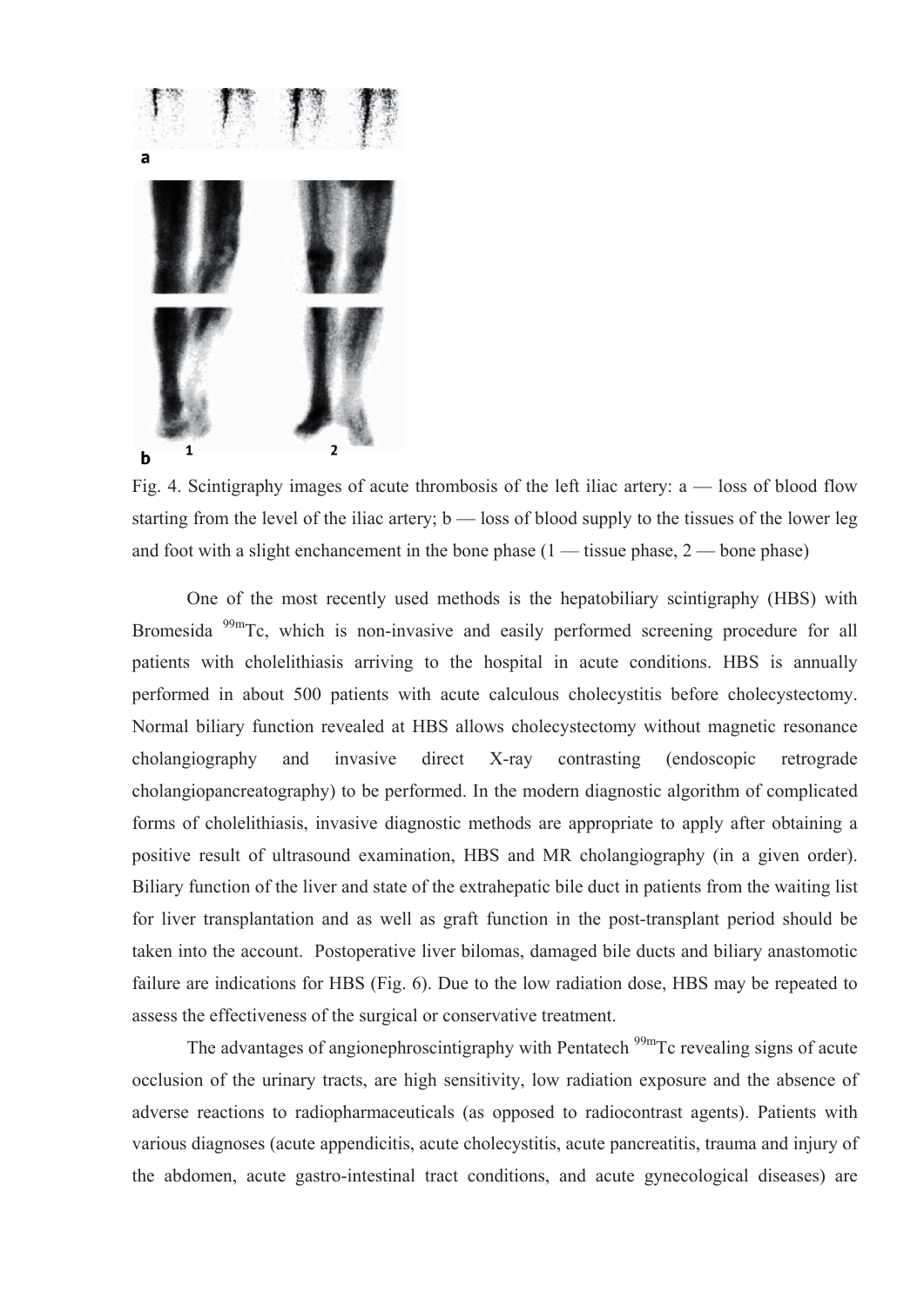Fig. 4. Scintigraphy images of acute thrombosis of the left iliac artery: a — loss of blood flow starting from the level of the iliac artery; b — loss of blood supply to the tissues of the lower leg and foot with a slight enchancement in the bone phase (1 — tissue phase, 2 — bone phase)

One of the most recently used methods is the hepatobiliary scintigraphy (HBS) with Bromesida $^{99m}$Tc, which is non-invasive and easily performed screening procedure for all patients with cholelithiasis arriving to the hospital in acute conditions. HBS is annually performed in about 500 patients with acute calculous cholecystitis before cholecystectomy. Normal biliary function revealed at HBS allows cholecystectomy without magnetic resonance cholangiography and invasive direct X-ray contrasting (endoscopic retrograde cholangiopancreatography) to be performed. In the modern diagnostic algorithm of complicated forms of cholelithiasis, invasive diagnostic methods are appropriate to apply after obtaining a positive result of ultrasound examination, HBS and MR cholangiography (in a given order). Biliary function of the liver and state of the extrahepatic bile duct in patients from the waiting list for liver transplantation and as well as graft function in the post-transplant period should be taken into the account. Postoperative liver bilomas, damaged bile ducts and biliary anastomotic failure are indications for HBS (Fig. 6). Due to the low radiation dose, HBS may be repeated to assess the effectiveness of the surgical or conservative treatment.

The advantages of angionephroscintigraphy with Pentatech $^{99m}$Tc revealing signs of acute occlusion of the urinary tracts, are high sensitivity, low radiation exposure and the absence of adverse reactions to radiopharmaceuticals (as opposed to radiocontrast agents). Patients with various diagnoses (acute appendicitis, acute cholecystitis, acute pancreatitis, trauma and injury of the abdomen, acute gastro-intestinal tract conditions, and acute gynecological diseases) are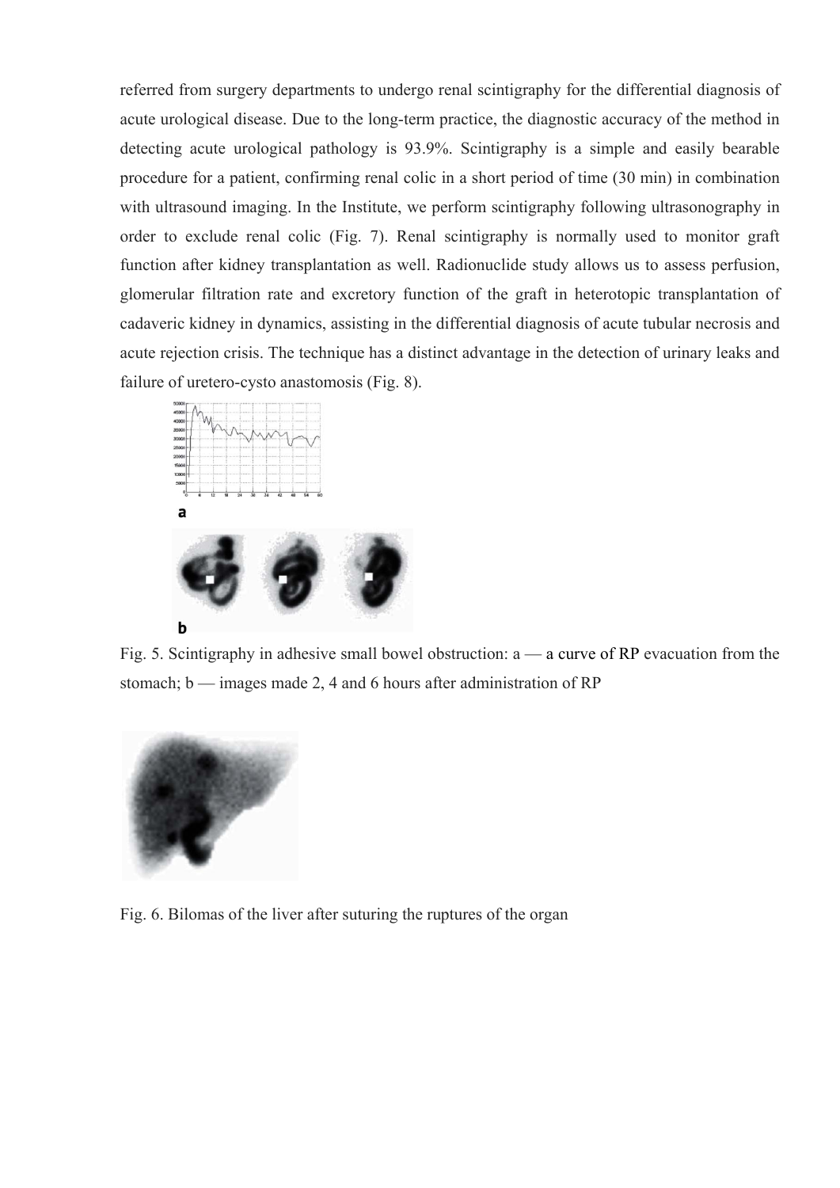referred from surgery departments to undergo renal scintigraphy for the differential diagnosis of acute urological disease. Due to the long-term practice, the diagnostic accuracy of the method in detecting acute urological pathology is 93.9%. Scintigraphy is a simple and easily bearable procedure for a patient, confirming renal colic in a short period of time (30 min) in combination with ultrasound imaging. In the Institute, we perform scintigraphy following ultrasonography in order to exclude renal colic (Fig. 7). Renal scintigraphy is normally used to monitor graft function after kidney transplantation as well. Radionuclide study allows us to assess perfusion, glomerular filtration rate and excretory function of the graft in heterotopic transplantation of cadaveric kidney in dynamics, assisting in the differential diagnosis of acute tubular necrosis and acute rejection crisis. The technique has a distinct advantage in the detection of urinary leaks and failure of uretero-cysto anastomosis (Fig. 8).

Fig. 5. Scintigraphy in adhesive small bowel obstruction: a — a curve of RP evacuation from the stomach; b — images made 2, 4 and 6 hours after administration of RP

Fig. 6. Bilomas of the liver after suturing the ruptures of the organ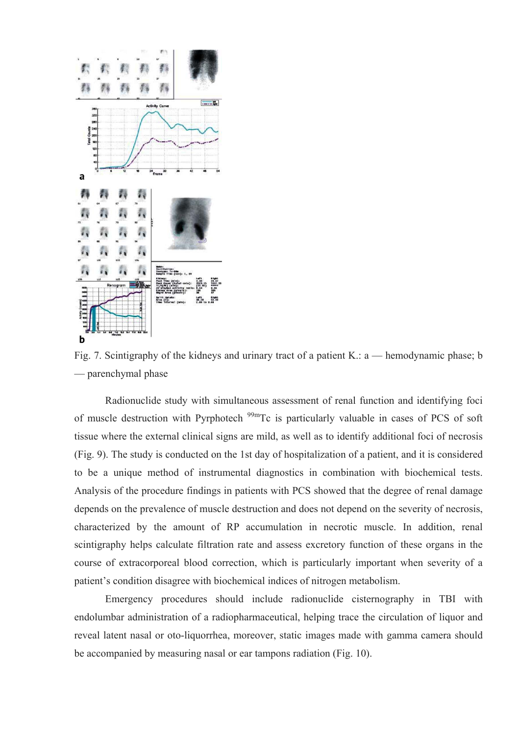Fig. 7. Scintigraphy of the kidneys and urinary tract of a patient K.: a — hemodynamic phase; b — parenchymal phase

Radionuclide study with simultaneous assessment of renal function and identifying foci of muscle destruction with Pyrphotech $^{99m}$Tc is particularly valuable in cases of PCS of soft tissue where the external clinical signs are mild, as well as to identify additional foci of necrosis (Fig. 9). The study is conducted on the 1st day of hospitalization of a patient, and it is considered to be a unique method of instrumental diagnostics in combination with biochemical tests. Analysis of the procedure findings in patients with PCS showed that the degree of renal damage depends on the prevalence of muscle destruction and does not depend on the severity of necrosis, characterized by the amount of RP accumulation in necrotic muscle. In addition, renal scintigraphy helps calculate filtration rate and assess excretory function of these organs in the course of extracorporeal blood correction, which is particularly important when severity of a patient's condition disagree with biochemical indices of nitrogen metabolism.

Emergency procedures should include radionuclide cisternography in TBI with endolumbar administration of a radiopharmaceutical, helping trace the circulation of liquor and reveal latent nasal or oto-liquorrhea, moreover, static images made with gamma camera should be accompanied by measuring nasal or ear tampons radiation (Fig. 10).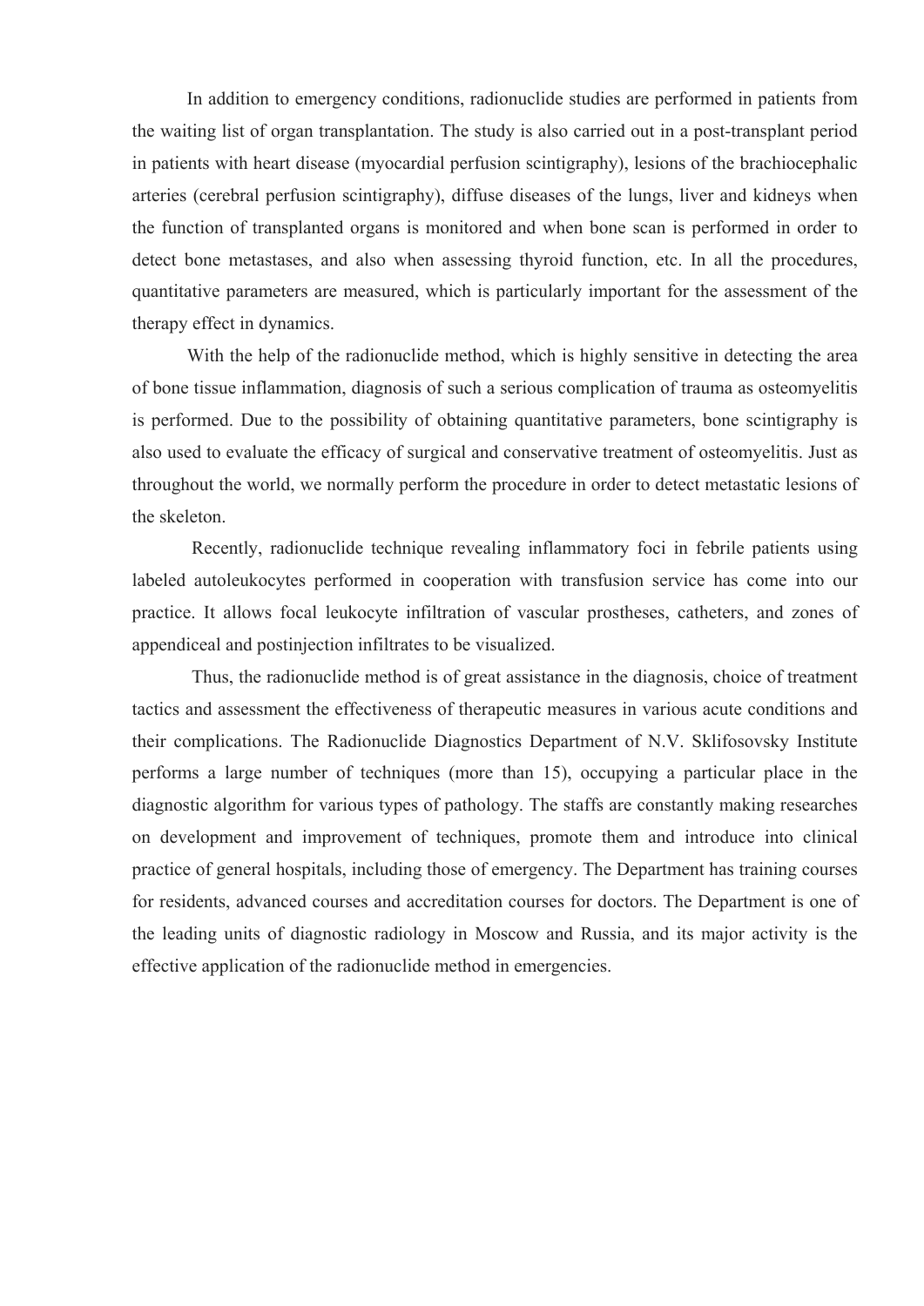In addition to emergency conditions, radionuclide studies are performed in patients from the waiting list of organ transplantation. The study is also carried out in a post-transplant period in patients with heart disease (myocardial perfusion scintigraphy), lesions of the brachiocephalic arteries (cerebral perfusion scintigraphy), diffuse diseases of the lungs, liver and kidneys when the function of transplanted organs is monitored and when bone scan is performed in order to detect bone metastases, and also when assessing thyroid function, etc. In all the procedures, quantitative parameters are measured, which is particularly important for the assessment of the therapy effect in dynamics.

With the help of the radionuclide method, which is highly sensitive in detecting the area of bone tissue inflammation, diagnosis of such a serious complication of trauma as osteomyelitis is performed. Due to the possibility of obtaining quantitative parameters, bone scintigraphy is also used to evaluate the efficacy of surgical and conservative treatment of osteomyelitis. Just as throughout the world, we normally perform the procedure in order to detect metastatic lesions of the skeleton.

Recently, radionuclide technique revealing inflammatory foci in febrile patients using labeled autoleukocytes performed in cooperation with transfusion service has come into our practice. It allows focal leukocyte infiltration of vascular prostheses, catheters, and zones of appendiceal and postinjection infiltrates to be visualized.

Thus, the radionuclide method is of great assistance in the diagnosis, choice of treatment tactics and assessment the effectiveness of therapeutic measures in various acute conditions and their complications. The Radionuclide Diagnostics Department of N.V. Sklifosovsky Institute performs a large number of techniques (more than 15), occupying a particular place in the diagnostic algorithm for various types of pathology. The staffs are constantly making researches on development and improvement of techniques, promote them and introduce into clinical practice of general hospitals, including those of emergency. The Department has training courses for residents, advanced courses and accreditation courses for doctors. The Department is one of the leading units of diagnostic radiology in Moscow and Russia, and its major activity is the effective application of the radionuclide method in emergencies.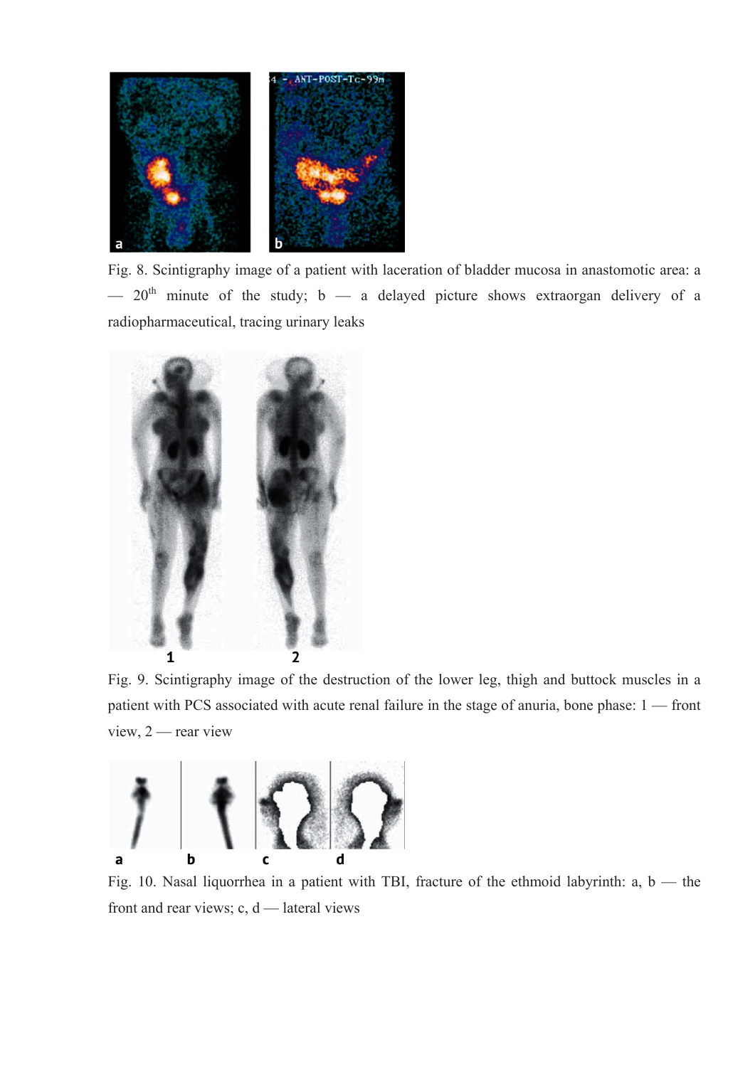Fig. 8. Scintigraphy image of a patient with laceration of bladder mucosa in anastomotic area: a — 20[th] minute of the study; b — a delayed picture shows extraorgan delivery of a radiopharmaceutical, tracing urinary leaks

Fig. 9. Scintigraphy image of the destruction of the lower leg, thigh and buttock muscles in a patient with PCS associated with acute renal failure in the stage of anuria, bone phase: 1 — front view, 2 — rear view

Fig. 10. Nasal liquorrhea in a patient with TBI, fracture of the ethmoid labyrinth: a, b — the front and rear views; c, d — lateral views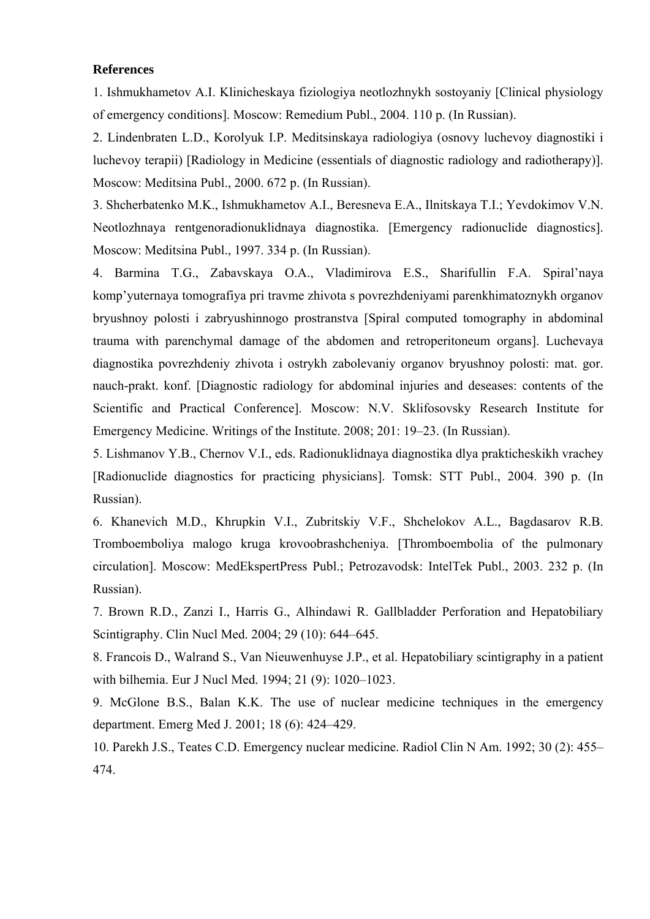**References**

1. Ishmukhametov A.I. Klinicheskaya fiziologiya neotlozhnykh sostoyaniy [Clinical physiology of emergency conditions]. Moscow: Remedium Publ., 2004. 110 p. (In Russian).

2. Lindenbraten L.D., Korolyuk I.P. Meditsinskaya radiologiya (osnovy luchevoy diagnostiki i luchevoy terapii) [Radiology in Medicine (essentials of diagnostic radiology and radiotherapy)]. Moscow: Meditsina Publ., 2000. 672 p. (In Russian).

3. Shcherbatenko M.K., Ishmukhametov A.I., Beresneva E.A., Ilnitskaya T.I.; Yevdokimov V.N. Neotlozhnaya rentgenoradionuklidnaya diagnostika. [Emergency radionuclide diagnostics]. Moscow: Meditsina Publ., 1997. 334 p. (In Russian).

4. Barmina T.G., Zabavskaya O.A., Vladimirova E.S., Sharifullin F.A. Spiral'naya komp'yuternaya tomografiya pri travme zhivota s povrezhdeniyami parenkhimatoznykh organov bryushnoy polosti i zabryushinnogo prostranstva [Spiral computed tomography in abdominal trauma with parenchymal damage of the abdomen and retroperitoneum organs]. Luchevaya diagnostika povrezhdeniy zhivota i ostrykh zabolevaniy organov bryushnoy polosti: mat. gor. nauch-prakt. konf. [Diagnostic radiology for abdominal injuries and deseases: contents of the Scientific and Practical Conference]. Moscow: N.V. Sklifosovsky Research Institute for Emergency Medicine. Writings of the Institute. 2008; 201: 19–23. (In Russian).

5. Lishmanov Y.B., Chernov V.I., eds. Radionuklidnaya diagnostika dlya prakticheskikh vrachey [Radionuclide diagnostics for practicing physicians]. Tomsk: STT Publ., 2004. 390 p. (In Russian).

6. Khanevich M.D., Khrupkin V.I., Zubritskiy V.F., Shchelokov A.L., Bagdasarov R.B. Tromboemboliya malogo kruga krovoobrashcheniya. [Thromboembolia of the pulmonary circulation]. Moscow: MedEkspertPress Publ.; Petrozavodsk: IntelTek Publ., 2003. 232 p. (In Russian).

7. Brown R.D., Zanzi I., Harris G., Alhindawi R. Gallbladder Perforation and Hepatobiliary Scintigraphy. Clin Nucl Med. 2004; 29 (10): 644–645.

8. Francois D., Walrand S., Van Nieuwenhuyse J.P., et al. Hepatobiliary scintigraphy in a patient with bilhemia. Eur J Nucl Med. 1994; 21 (9): 1020–1023.

9. McGlone B.S., Balan K.K. The use of nuclear medicine techniques in the emergency department. Emerg Med J. 2001; 18 (6): 424–429.

10. Parekh J.S., Teates C.D. Emergency nuclear medicine. Radiol Clin N Am. 1992; 30 (2): 455–474.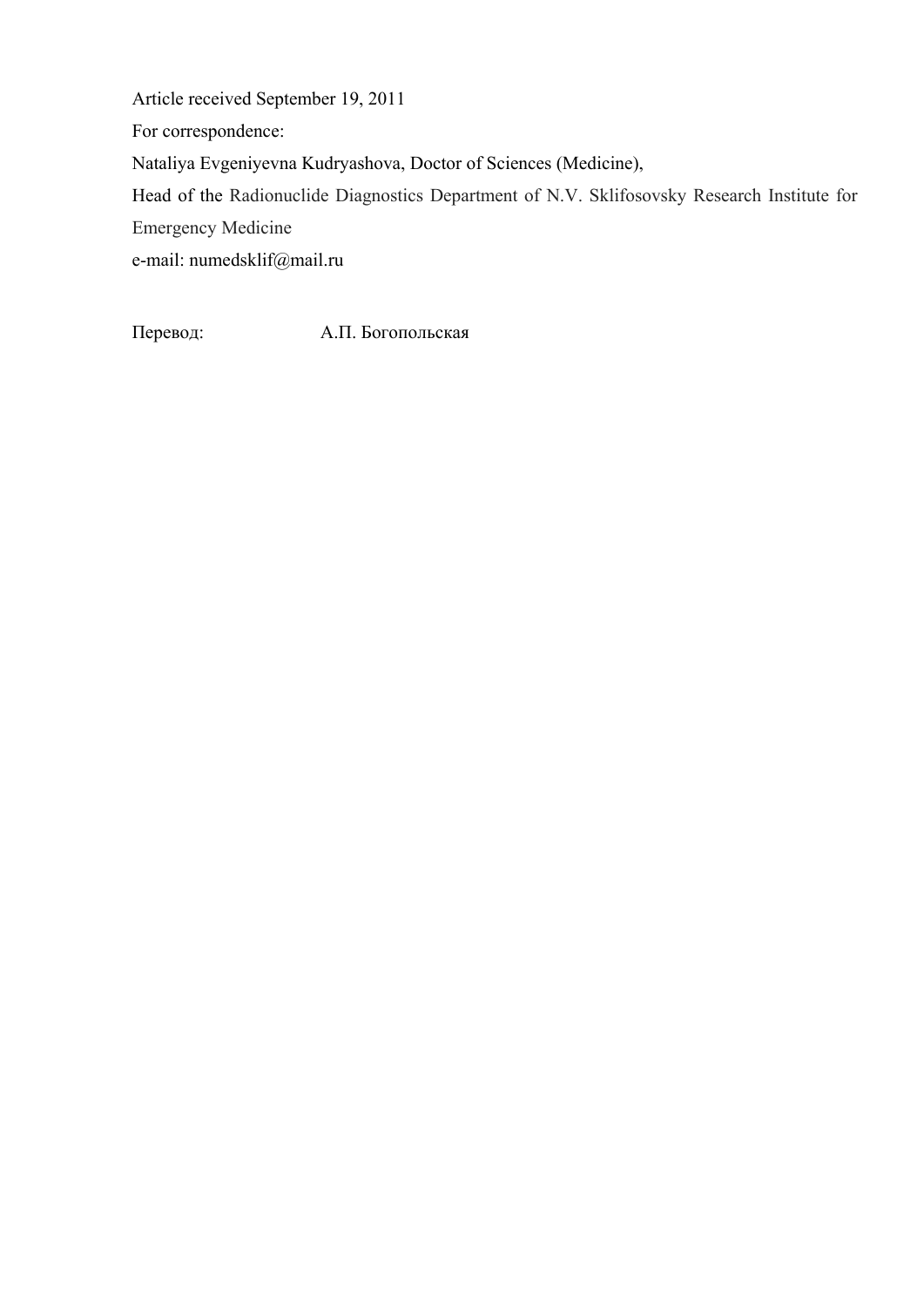Article received September 19, 2011

For correspondence:

Nataliya Evgeniyevna Kudryashova, Doctor of Sciences (Medicine),

Head of the Radionuclide Diagnostics Department of N.V. Sklifosovsky Research Institute for Emergency Medicine

e-mail: numedsklif@mail.ru

Перевод: А.П. Богопольская